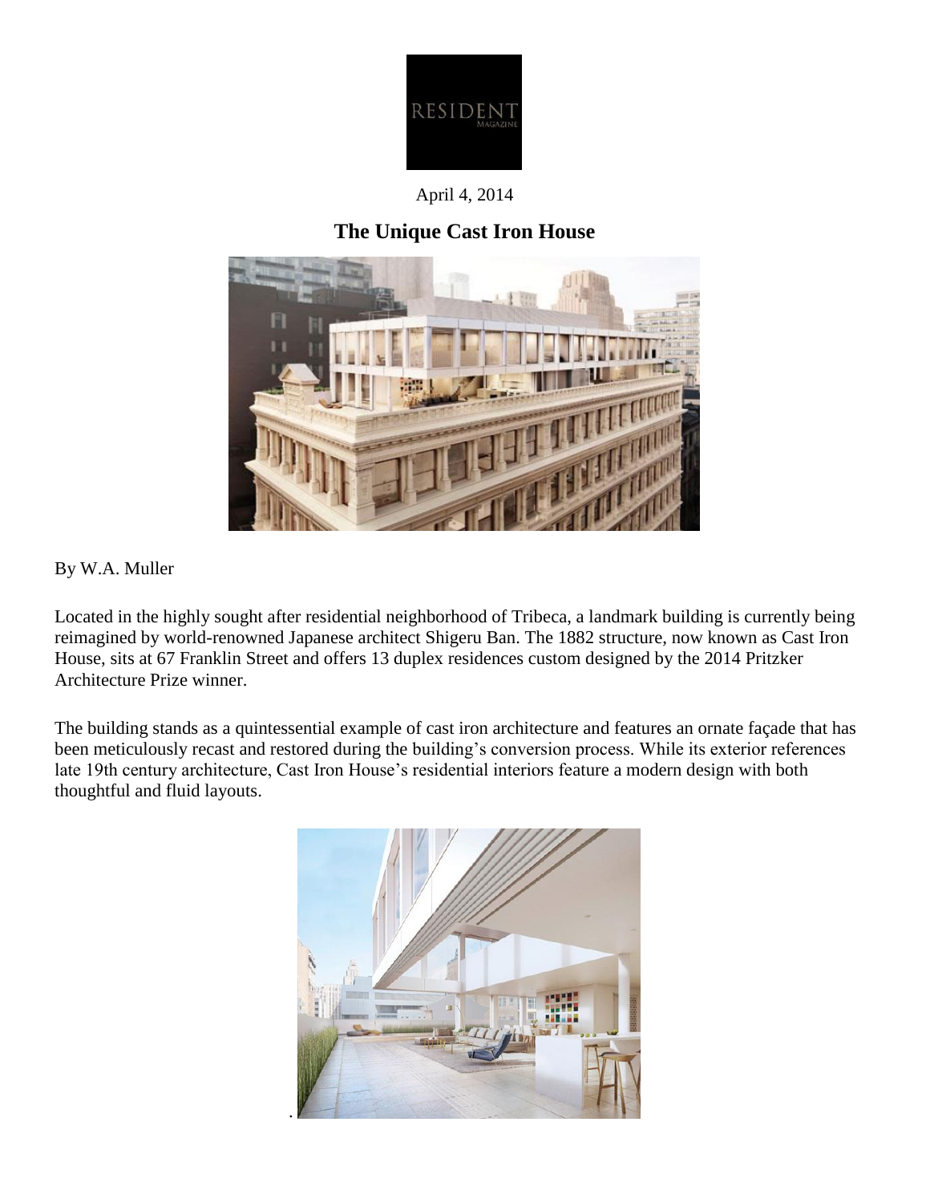RESIDENT MAGAZINE

April 4, 2014

# The Unique Cast Iron House

By W.A. Muller

Located in the highly sought after residential neighborhood of Tribeca, a landmark building is currently being reimagined by world-renowned Japanese architect Shigeru Ban. The 1882 structure, now known as Cast Iron House, sits at 67 Franklin Street and offers 13 duplex residences custom designed by the 2014 Pritzker Architecture Prize winner.

The building stands as a quintessential example of cast iron architecture and features an ornate façade that has been meticulously recast and restored during the building's conversion process. While its exterior references late 19th century architecture, Cast Iron House's residential interiors feature a modern design with both thoughtful and fluid layouts.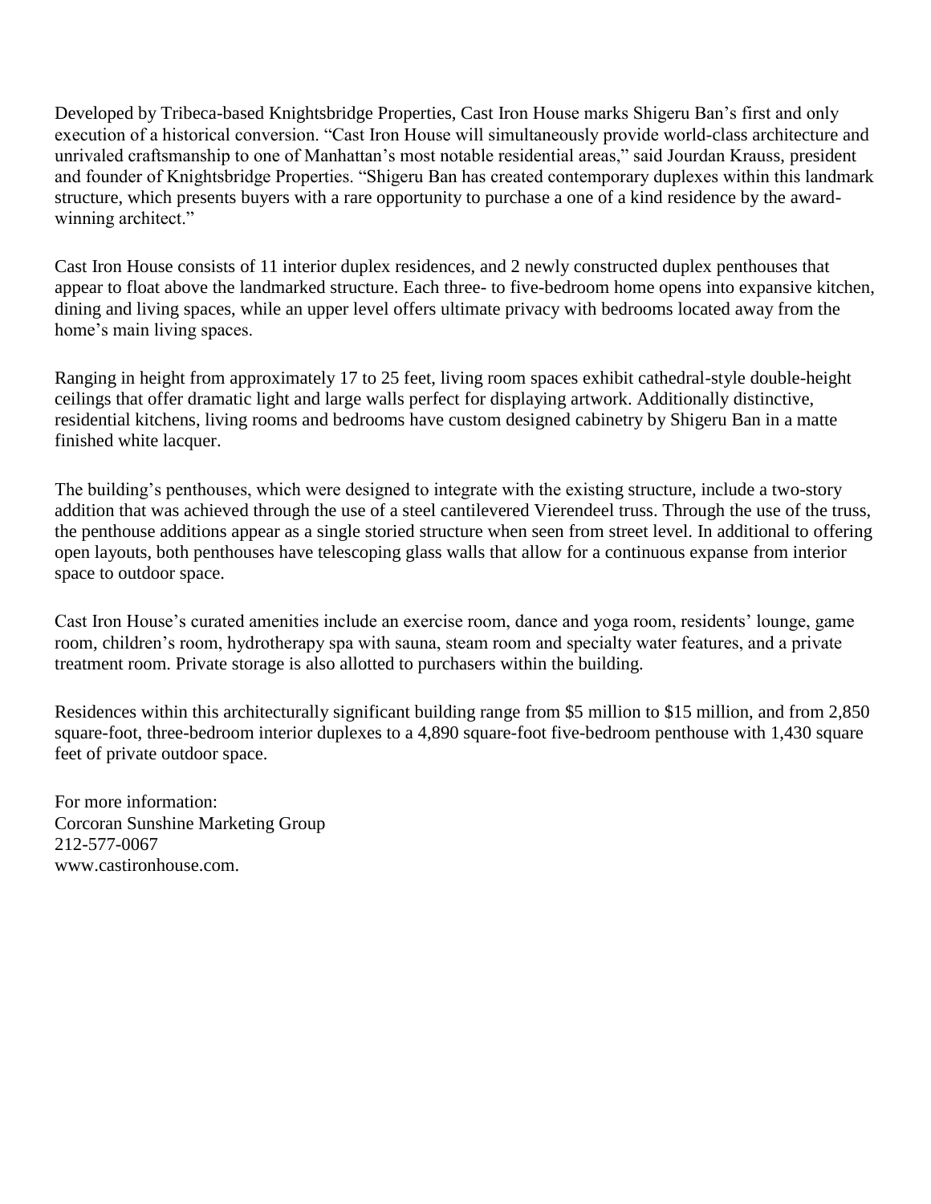Developed by Tribeca-based Knightsbridge Properties, Cast Iron House marks Shigeru Ban's first and only execution of a historical conversion. "Cast Iron House will simultaneously provide world-class architecture and unrivaled craftsmanship to one of Manhattan's most notable residential areas," said Jourdan Krauss, president and founder of Knightsbridge Properties. "Shigeru Ban has created contemporary duplexes within this landmark structure, which presents buyers with a rare opportunity to purchase a one of a kind residence by the award-winning architect."

Cast Iron House consists of 11 interior duplex residences, and 2 newly constructed duplex penthouses that appear to float above the landmarked structure. Each three- to five-bedroom home opens into expansive kitchen, dining and living spaces, while an upper level offers ultimate privacy with bedrooms located away from the home's main living spaces.

Ranging in height from approximately 17 to 25 feet, living room spaces exhibit cathedral-style double-height ceilings that offer dramatic light and large walls perfect for displaying artwork. Additionally distinctive, residential kitchens, living rooms and bedrooms have custom designed cabinetry by Shigeru Ban in a matte finished white lacquer.

The building's penthouses, which were designed to integrate with the existing structure, include a two-story addition that was achieved through the use of a steel cantilevered Vierendeel truss. Through the use of the truss, the penthouse additions appear as a single storied structure when seen from street level. In additional to offering open layouts, both penthouses have telescoping glass walls that allow for a continuous expanse from interior space to outdoor space.

Cast Iron House's curated amenities include an exercise room, dance and yoga room, residents' lounge, game room, children's room, hydrotherapy spa with sauna, steam room and specialty water features, and a private treatment room. Private storage is also allotted to purchasers within the building.

Residences within this architecturally significant building range from $5 million to $15 million, and from 2,850 square-foot, three-bedroom interior duplexes to a 4,890 square-foot five-bedroom penthouse with 1,430 square feet of private outdoor space.

For more information:
Corcoran Sunshine Marketing Group
212-577-0067
www.castironhouse.com.